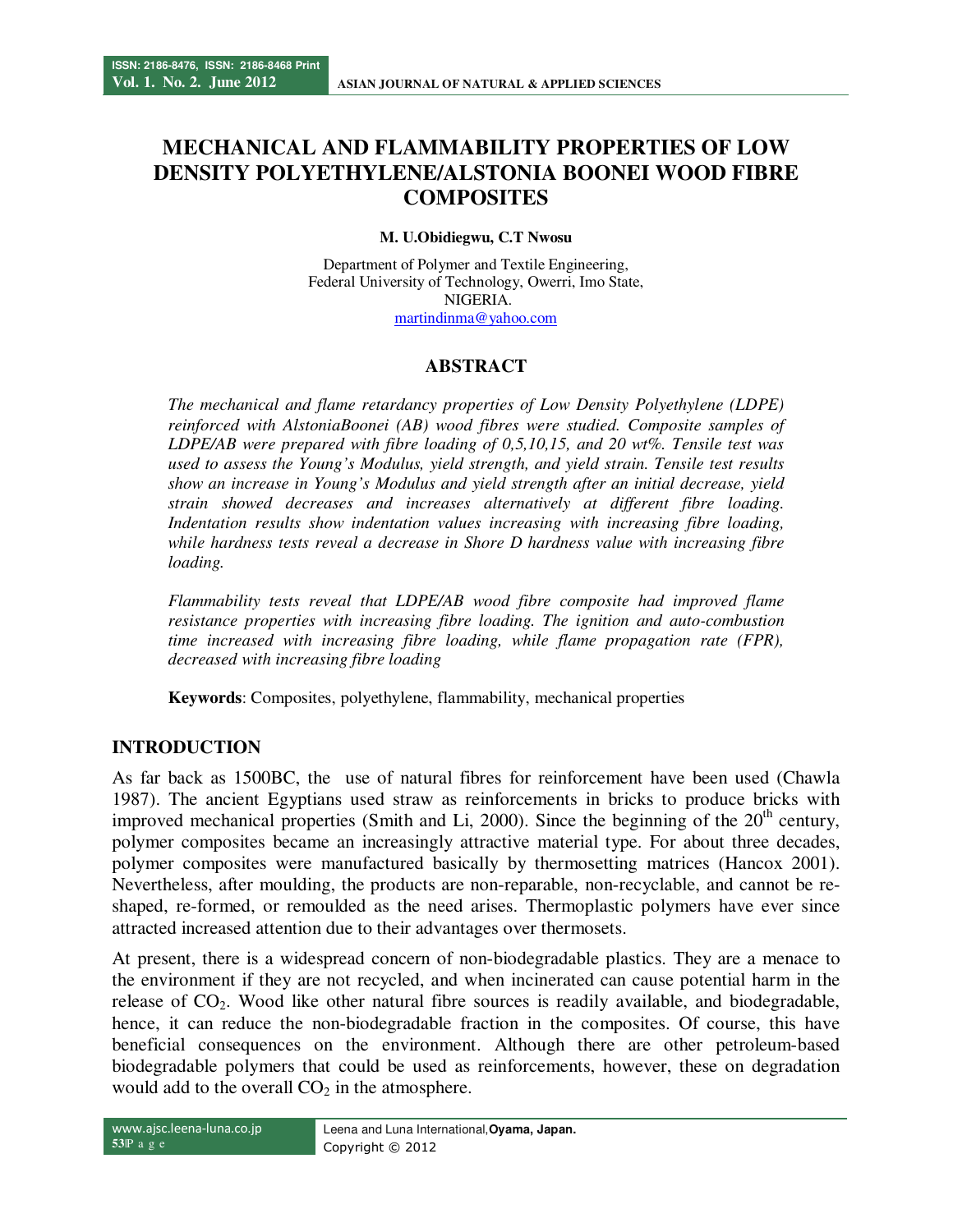# MECHANICAL AND FLAMMABILITY PROPERTIES OF LOW DENSITY POLYETHYLENE/ALSTONIA BOONEI WOOD FIBRE COMPOSITES

**M. U.Obidiegwu, C.T Nwosu**

Department of Polymer and Textile Engineering,
Federal University of Technology, Owerri, Imo State,
NIGERIA.
martindinma@yahoo.com

## ABSTRACT

*The mechanical and flame retardancy properties of Low Density Polyethylene (LDPE) reinforced with AlstoniaBoonei (AB) wood fibres were studied. Composite samples of LDPE/AB were prepared with fibre loading of 0,5,10,15, and 20 wt%. Tensile test was used to assess the Young's Modulus, yield strength, and yield strain. Tensile test results show an increase in Young's Modulus and yield strength after an initial decrease, yield strain showed decreases and increases alternatively at different fibre loading. Indentation results show indentation values increasing with increasing fibre loading, while hardness tests reveal a decrease in Shore D hardness value with increasing fibre loading.*

*Flammability tests reveal that LDPE/AB wood fibre composite had improved flame resistance properties with increasing fibre loading. The ignition and auto-combustion time increased with increasing fibre loading, while flame propagation rate (FPR), decreased with increasing fibre loading*

**Keywords**: Composites, polyethylene, flammability, mechanical properties

## INTRODUCTION

As far back as 1500BC, the use of natural fibres for reinforcement have been used (Chawla 1987). The ancient Egyptians used straw as reinforcements in bricks to produce bricks with improved mechanical properties (Smith and Li, 2000). Since the beginning of the 20th century, polymer composites became an increasingly attractive material type. For about three decades, polymer composites were manufactured basically by thermosetting matrices (Hancox 2001). Nevertheless, after moulding, the products are non-reparable, non-recyclable, and cannot be re-shaped, re-formed, or remoulded as the need arises. Thermoplastic polymers have ever since attracted increased attention due to their advantages over thermosets.

At present, there is a widespread concern of non-biodegradable plastics. They are a menace to the environment if they are not recycled, and when incinerated can cause potential harm in the release of $CO_2$. Wood like other natural fibre sources is readily available, and biodegradable, hence, it can reduce the non-biodegradable fraction in the composites. Of course, this have beneficial consequences on the environment. Although there are other petroleum-based biodegradable polymers that could be used as reinforcements, however, these on degradation would add to the overall $CO_2$ in the atmosphere.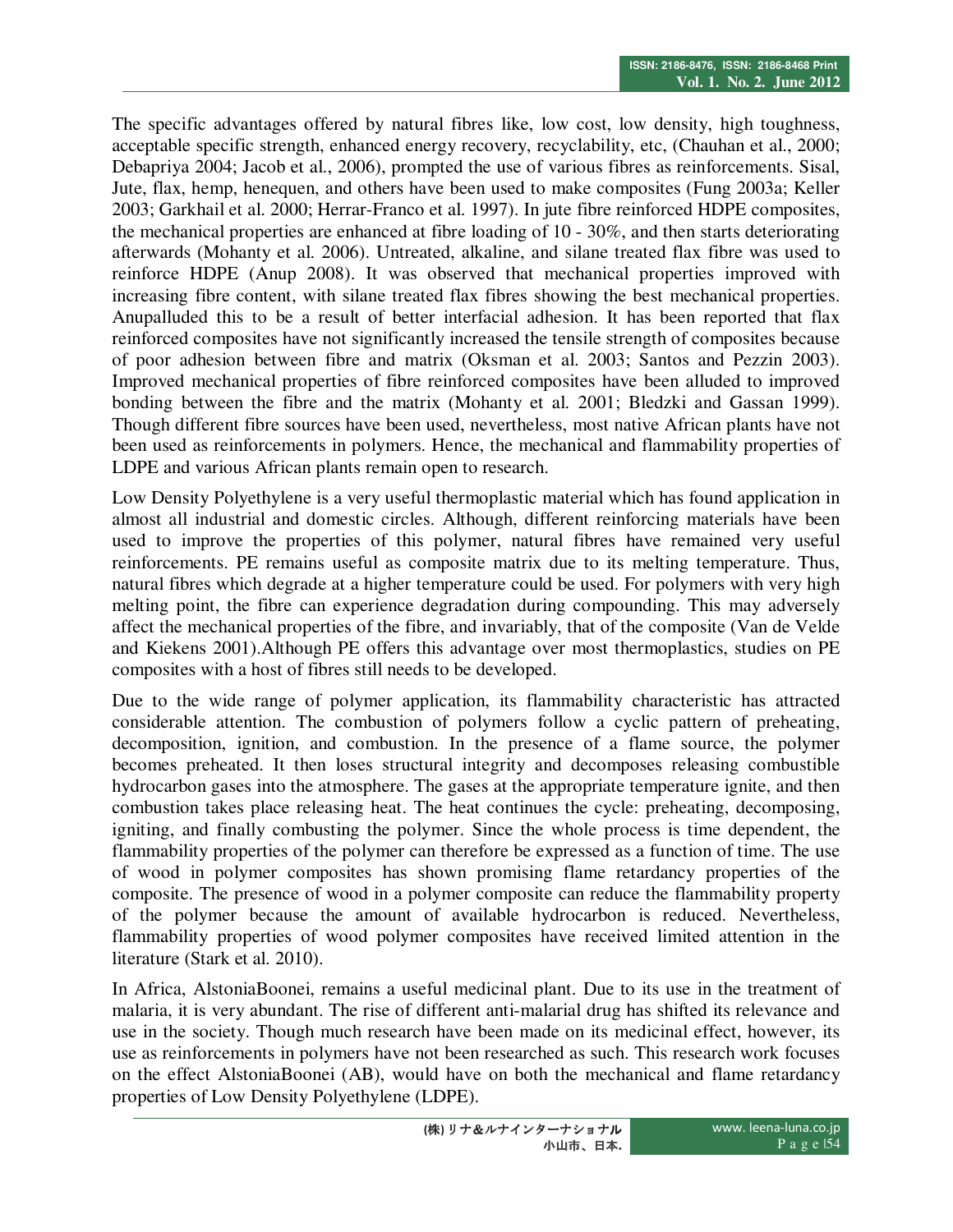The specific advantages offered by natural fibres like, low cost, low density, high toughness, acceptable specific strength, enhanced energy recovery, recyclability, etc, (Chauhan et al., 2000; Debapriya 2004; Jacob et al., 2006), prompted the use of various fibres as reinforcements. Sisal, Jute, flax, hemp, henequen, and others have been used to make composites (Fung 2003a; Keller 2003; Garkhail et al. 2000; Herrar-Franco et al. 1997). In jute fibre reinforced HDPE composites, the mechanical properties are enhanced at fibre loading of 10 - 30%, and then starts deteriorating afterwards (Mohanty et al. 2006). Untreated, alkaline, and silane treated flax fibre was used to reinforce HDPE (Anup 2008). It was observed that mechanical properties improved with increasing fibre content, with silane treated flax fibres showing the best mechanical properties. Anupalluded this to be a result of better interfacial adhesion. It has been reported that flax reinforced composites have not significantly increased the tensile strength of composites because of poor adhesion between fibre and matrix (Oksman et al. 2003; Santos and Pezzin 2003). Improved mechanical properties of fibre reinforced composites have been alluded to improved bonding between the fibre and the matrix (Mohanty et al. 2001; Bledzki and Gassan 1999). Though different fibre sources have been used, nevertheless, most native African plants have not been used as reinforcements in polymers. Hence, the mechanical and flammability properties of LDPE and various African plants remain open to research.

Low Density Polyethylene is a very useful thermoplastic material which has found application in almost all industrial and domestic circles. Although, different reinforcing materials have been used to improve the properties of this polymer, natural fibres have remained very useful reinforcements. PE remains useful as composite matrix due to its melting temperature. Thus, natural fibres which degrade at a higher temperature could be used. For polymers with very high melting point, the fibre can experience degradation during compounding. This may adversely affect the mechanical properties of the fibre, and invariably, that of the composite (Van de Velde and Kiekens 2001).Although PE offers this advantage over most thermoplastics, studies on PE composites with a host of fibres still needs to be developed.

Due to the wide range of polymer application, its flammability characteristic has attracted considerable attention. The combustion of polymers follow a cyclic pattern of preheating, decomposition, ignition, and combustion. In the presence of a flame source, the polymer becomes preheated. It then loses structural integrity and decomposes releasing combustible hydrocarbon gases into the atmosphere. The gases at the appropriate temperature ignite, and then combustion takes place releasing heat. The heat continues the cycle: preheating, decomposing, igniting, and finally combusting the polymer. Since the whole process is time dependent, the flammability properties of the polymer can therefore be expressed as a function of time. The use of wood in polymer composites has shown promising flame retardancy properties of the composite. The presence of wood in a polymer composite can reduce the flammability property of the polymer because the amount of available hydrocarbon is reduced. Nevertheless, flammability properties of wood polymer composites have received limited attention in the literature (Stark et al. 2010).

In Africa, AlstoniaBoonei, remains a useful medicinal plant. Due to its use in the treatment of malaria, it is very abundant. The rise of different anti-malarial drug has shifted its relevance and use in the society. Though much research have been made on its medicinal effect, however, its use as reinforcements in polymers have not been researched as such. This research work focuses on the effect AlstoniaBoonei (AB), would have on both the mechanical and flame retardancy properties of Low Density Polyethylene (LDPE).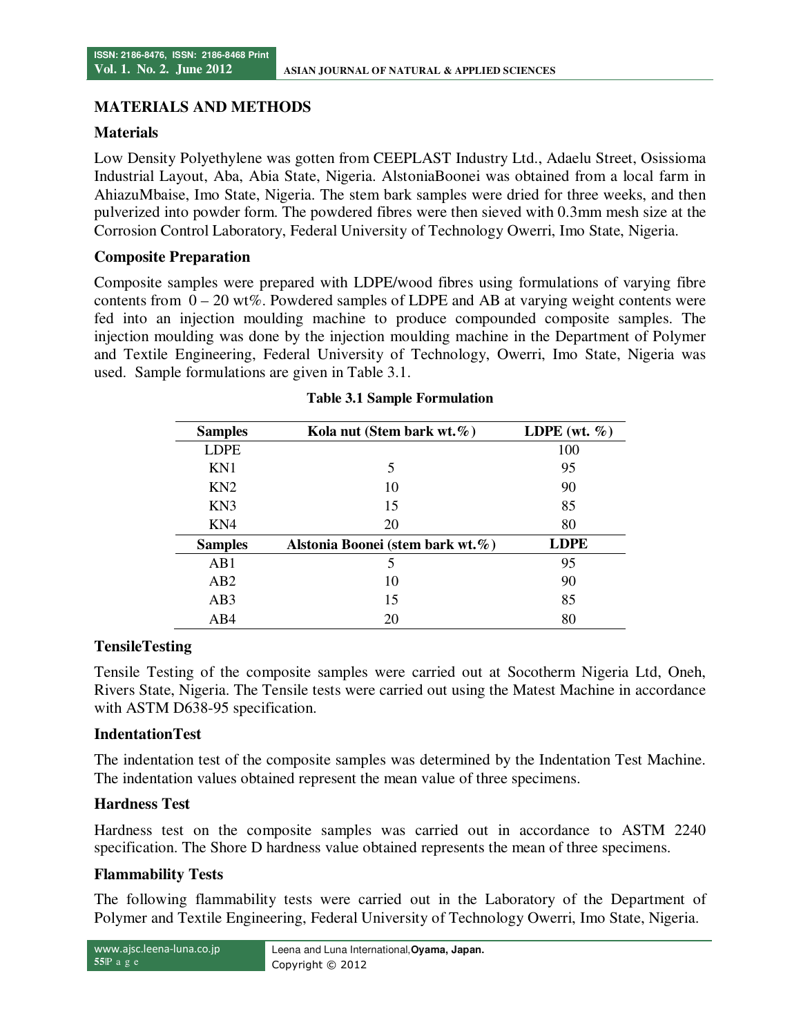## MATERIALS AND METHODS

### Materials

Low Density Polyethylene was gotten from CEEPLAST Industry Ltd., Adaelu Street, Osissioma Industrial Layout, Aba, Abia State, Nigeria. AlstoniaBoonei was obtained from a local farm in AhiazuMbaise, Imo State, Nigeria. The stem bark samples were dried for three weeks, and then pulverized into powder form. The powdered fibres were then sieved with 0.3mm mesh size at the Corrosion Control Laboratory, Federal University of Technology Owerri, Imo State, Nigeria.

### Composite Preparation

Composite samples were prepared with LDPE/wood fibres using formulations of varying fibre contents from 0 – 20 wt%. Powdered samples of LDPE and AB at varying weight contents were fed into an injection moulding machine to produce compounded composite samples. The injection moulding was done by the injection moulding machine in the Department of Polymer and Textile Engineering, Federal University of Technology, Owerri, Imo State, Nigeria was used. Sample formulations are given in Table 3.1.

**Table 3.1 Sample Formulation**

| Samples | Kola nut (Stem bark wt.%) | LDPE (wt. %) |
|---|---|---|
| LDPE | | 100 |
| KN1 | 5 | 95 |
| KN2 | 10 | 90 |
| KN3 | 15 | 85 |
| KN4 | 20 | 80 |
| **Samples** | **Alstonia Boonei (stem bark wt.%)** | **LDPE** |
| AB1 | 5 | 95 |
| AB2 | 10 | 90 |
| AB3 | 15 | 85 |
| AB4 | 20 | 80 |

### TensileTesting

Tensile Testing of the composite samples were carried out at Socotherm Nigeria Ltd, Oneh, Rivers State, Nigeria. The Tensile tests were carried out using the Matest Machine in accordance with ASTM D638-95 specification.

### IndentationTest

The indentation test of the composite samples was determined by the Indentation Test Machine. The indentation values obtained represent the mean value of three specimens.

### Hardness Test

Hardness test on the composite samples was carried out in accordance to ASTM 2240 specification. The Shore D hardness value obtained represents the mean of three specimens.

### Flammability Tests

The following flammability tests were carried out in the Laboratory of the Department of Polymer and Textile Engineering, Federal University of Technology Owerri, Imo State, Nigeria.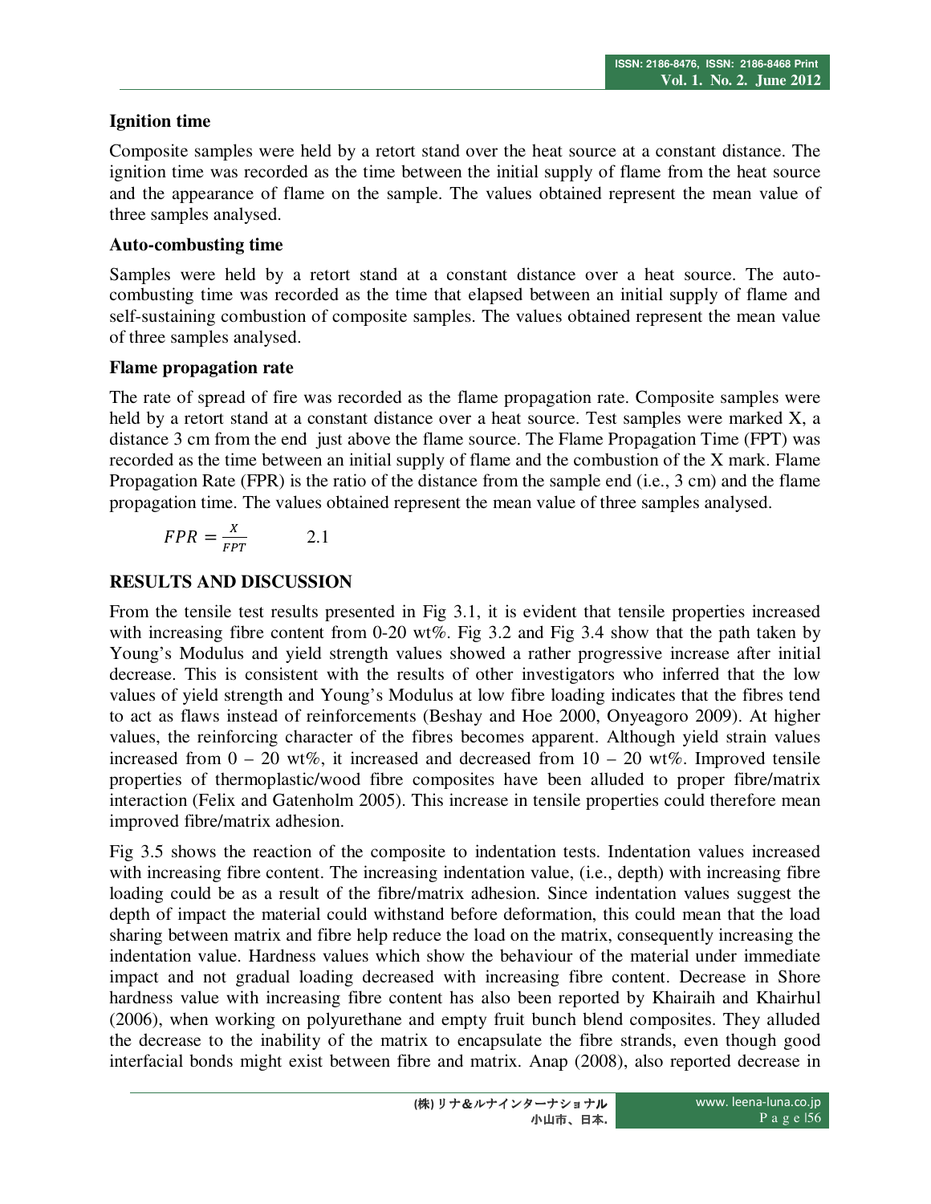### Ignition time

Composite samples were held by a retort stand over the heat source at a constant distance. The ignition time was recorded as the time between the initial supply of flame from the heat source and the appearance of flame on the sample. The values obtained represent the mean value of three samples analysed.

### Auto-combusting time

Samples were held by a retort stand at a constant distance over a heat source. The auto-combusting time was recorded as the time that elapsed between an initial supply of flame and self-sustaining combustion of composite samples. The values obtained represent the mean value of three samples analysed.

### Flame propagation rate

The rate of spread of fire was recorded as the flame propagation rate. Composite samples were held by a retort stand at a constant distance over a heat source. Test samples were marked X, a distance 3 cm from the end just above the flame source. The Flame Propagation Time (FPT) was recorded as the time between an initial supply of flame and the combustion of the X mark. Flame Propagation Rate (FPR) is the ratio of the distance from the sample end (i.e., 3 cm) and the flame propagation time. The values obtained represent the mean value of three samples analysed.

$$FPR = \frac{X}{FPT} \qquad 2.1$$

## RESULTS AND DISCUSSION

From the tensile test results presented in Fig 3.1, it is evident that tensile properties increased with increasing fibre content from 0-20 wt%. Fig 3.2 and Fig 3.4 show that the path taken by Young's Modulus and yield strength values showed a rather progressive increase after initial decrease. This is consistent with the results of other investigators who inferred that the low values of yield strength and Young's Modulus at low fibre loading indicates that the fibres tend to act as flaws instead of reinforcements (Beshay and Hoe 2000, Onyeagoro 2009). At higher values, the reinforcing character of the fibres becomes apparent. Although yield strain values increased from 0 – 20 wt%, it increased and decreased from 10 – 20 wt%. Improved tensile properties of thermoplastic/wood fibre composites have been alluded to proper fibre/matrix interaction (Felix and Gatenholm 2005). This increase in tensile properties could therefore mean improved fibre/matrix adhesion.

Fig 3.5 shows the reaction of the composite to indentation tests. Indentation values increased with increasing fibre content. The increasing indentation value, (i.e., depth) with increasing fibre loading could be as a result of the fibre/matrix adhesion. Since indentation values suggest the depth of impact the material could withstand before deformation, this could mean that the load sharing between matrix and fibre help reduce the load on the matrix, consequently increasing the indentation value. Hardness values which show the behaviour of the material under immediate impact and not gradual loading decreased with increasing fibre content. Decrease in Shore hardness value with increasing fibre content has also been reported by Khairaih and Khairhul (2006), when working on polyurethane and empty fruit bunch blend composites. They alluded the decrease to the inability of the matrix to encapsulate the fibre strands, even though good interfacial bonds might exist between fibre and matrix. Anap (2008), also reported decrease in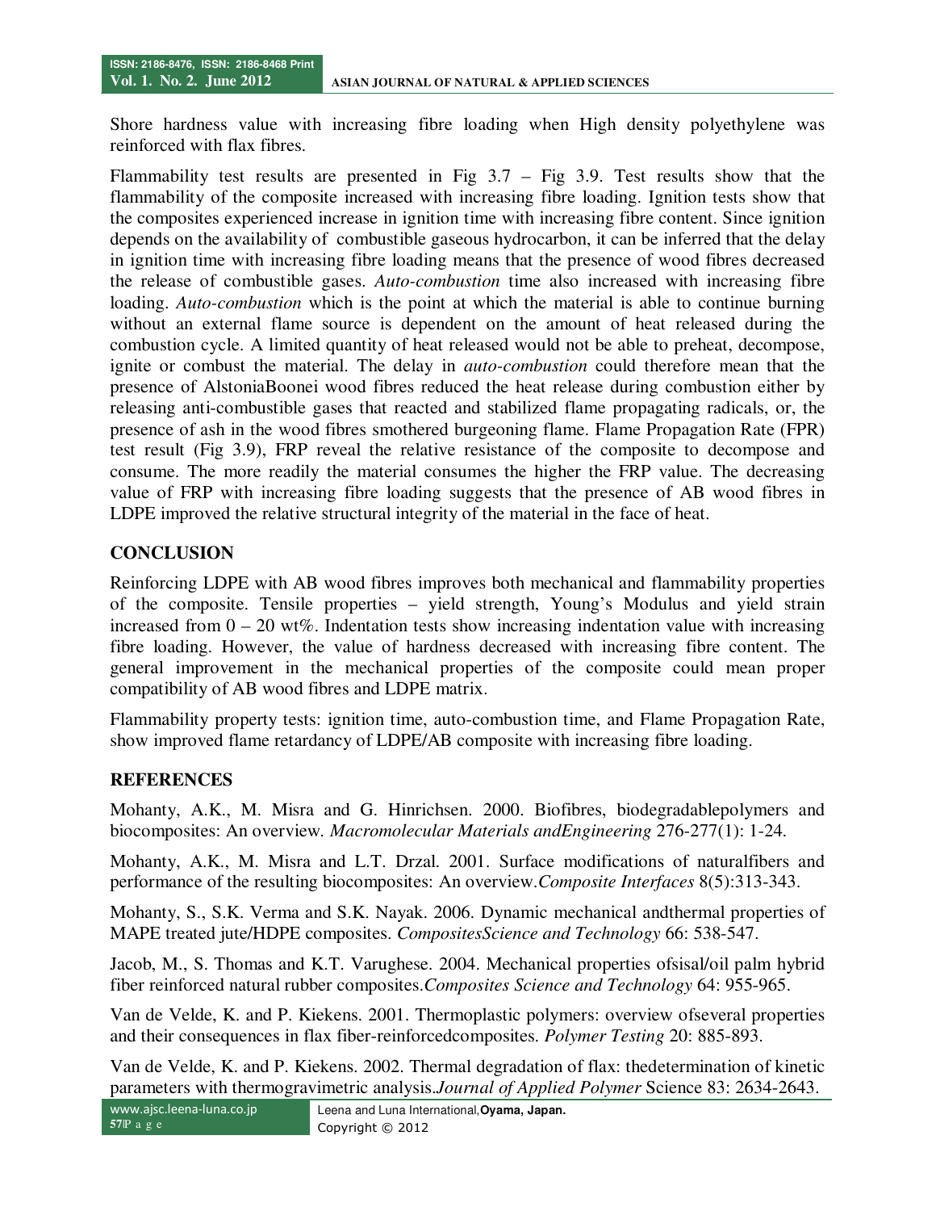Shore hardness value with increasing fibre loading when High density polyethylene was reinforced with flax fibres.

Flammability test results are presented in Fig 3.7 – Fig 3.9. Test results show that the flammability of the composite increased with increasing fibre loading. Ignition tests show that the composites experienced increase in ignition time with increasing fibre content. Since ignition depends on the availability of combustible gaseous hydrocarbon, it can be inferred that the delay in ignition time with increasing fibre loading means that the presence of wood fibres decreased the release of combustible gases. *Auto-combustion* time also increased with increasing fibre loading. *Auto-combustion* which is the point at which the material is able to continue burning without an external flame source is dependent on the amount of heat released during the combustion cycle. A limited quantity of heat released would not be able to preheat, decompose, ignite or combust the material. The delay in *auto-combustion* could therefore mean that the presence of AlstoniaBoonei wood fibres reduced the heat release during combustion either by releasing anti-combustible gases that reacted and stabilized flame propagating radicals, or, the presence of ash in the wood fibres smothered burgeoning flame. Flame Propagation Rate (FPR) test result (Fig 3.9), FRP reveal the relative resistance of the composite to decompose and consume. The more readily the material consumes the higher the FRP value. The decreasing value of FRP with increasing fibre loading suggests that the presence of AB wood fibres in LDPE improved the relative structural integrity of the material in the face of heat.

## CONCLUSION

Reinforcing LDPE with AB wood fibres improves both mechanical and flammability properties of the composite. Tensile properties – yield strength, Young's Modulus and yield strain increased from 0 – 20 wt%. Indentation tests show increasing indentation value with increasing fibre loading. However, the value of hardness decreased with increasing fibre content. The general improvement in the mechanical properties of the composite could mean proper compatibility of AB wood fibres and LDPE matrix.

Flammability property tests: ignition time, auto-combustion time, and Flame Propagation Rate, show improved flame retardancy of LDPE/AB composite with increasing fibre loading.

## REFERENCES

Mohanty, A.K., M. Misra and G. Hinrichsen. 2000. Biofibres, biodegradablepolymers and biocomposites: An overview. *Macromolecular Materials andEngineering* 276-277(1): 1-24.

Mohanty, A.K., M. Misra and L.T. Drzal. 2001. Surface modifications of naturalfibers and performance of the resulting biocomposites: An overview.*Composite Interfaces* 8(5):313-343.

Mohanty, S., S.K. Verma and S.K. Nayak. 2006. Dynamic mechanical andthermal properties of MAPE treated jute/HDPE composites. *CompositesScience and Technology* 66: 538-547.

Jacob, M., S. Thomas and K.T. Varughese. 2004. Mechanical properties ofsisal/oil palm hybrid fiber reinforced natural rubber composites.*Composites Science and Technology* 64: 955-965.

Van de Velde, K. and P. Kiekens. 2001. Thermoplastic polymers: overview ofseveral properties and their consequences in flax fiber-reinforcedcomposites. *Polymer Testing* 20: 885-893.

Van de Velde, K. and P. Kiekens. 2002. Thermal degradation of flax: thedetermination of kinetic parameters with thermogravimetric analysis.*Journal of Applied Polymer* Science 83: 2634-2643.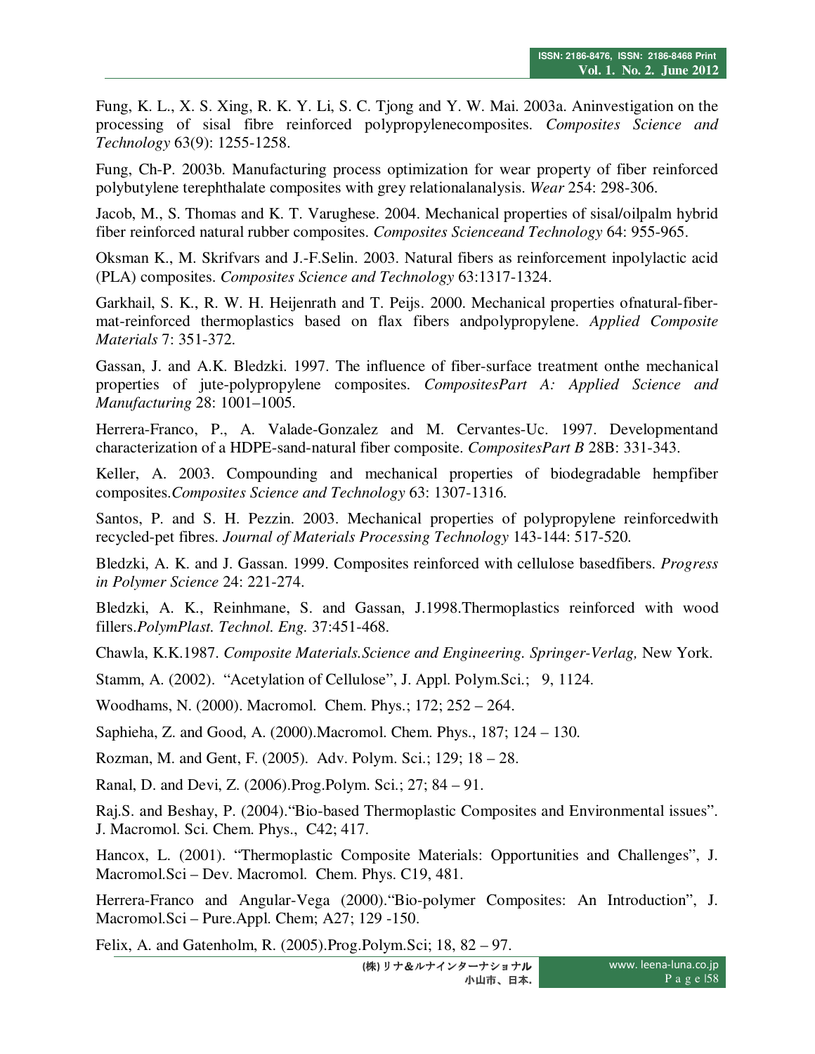Fung, K. L., X. S. Xing, R. K. Y. Li, S. C. Tjong and Y. W. Mai. 2003a. Aninvestigation on the processing of sisal fibre reinforced polypropylenecomposites. *Composites Science and Technology* 63(9): 1255-1258.

Fung, Ch-P. 2003b. Manufacturing process optimization for wear property of fiber reinforced polybutylene terephthalate composites with grey relationalanalysis. *Wear* 254: 298-306.

Jacob, M., S. Thomas and K. T. Varughese. 2004. Mechanical properties of sisal/oilpalm hybrid fiber reinforced natural rubber composites. *Composites Scienceand Technology* 64: 955-965.

Oksman K., M. Skrifvars and J.-F.Selin. 2003. Natural fibers as reinforcement inpolylactic acid (PLA) composites. *Composites Science and Technology* 63:1317-1324.

Garkhail, S. K., R. W. H. Heijenrath and T. Peijs. 2000. Mechanical properties ofnatural-fiber-mat-reinforced thermoplastics based on flax fibers andpolypropylene. *Applied Composite Materials* 7: 351-372.

Gassan, J. and A.K. Bledzki. 1997. The influence of fiber-surface treatment onthe mechanical properties of jute-polypropylene composites. *CompositesPart A: Applied Science and Manufacturing* 28: 1001–1005.

Herrera-Franco, P., A. Valade-Gonzalez and M. Cervantes-Uc. 1997. Developmentand characterization of a HDPE-sand-natural fiber composite. *CompositesPart B* 28B: 331-343.

Keller, A. 2003. Compounding and mechanical properties of biodegradable hempfiber composites.*Composites Science and Technology* 63: 1307-1316.

Santos, P. and S. H. Pezzin. 2003. Mechanical properties of polypropylene reinforcedwith recycled-pet fibres. *Journal of Materials Processing Technology* 143-144: 517-520.

Bledzki, A. K. and J. Gassan. 1999. Composites reinforced with cellulose basedfibers. *Progress in Polymer Science* 24: 221-274.

Bledzki, A. K., Reinhmane, S. and Gassan, J.1998.Thermoplastics reinforced with wood fillers.*PolymPlast. Technol. Eng.* 37:451-468.

Chawla, K.K.1987. *Composite Materials.Science and Engineering. Springer-Verlag,* New York.

Stamm, A. (2002). "Acetylation of Cellulose", J. Appl. Polym.Sci.; 9, 1124.

Woodhams, N. (2000). Macromol. Chem. Phys.; 172; 252 – 264.

Saphieha, Z. and Good, A. (2000).Macromol. Chem. Phys., 187; 124 – 130.

Rozman, M. and Gent, F. (2005). Adv. Polym. Sci.; 129; 18 – 28.

Ranal, D. and Devi, Z. (2006).Prog.Polym. Sci.; 27; 84 – 91.

Raj.S. and Beshay, P. (2004)."Bio-based Thermoplastic Composites and Environmental issues". J. Macromol. Sci. Chem. Phys., C42; 417.

Hancox, L. (2001). "Thermoplastic Composite Materials: Opportunities and Challenges", J. Macromol.Sci – Dev. Macromol. Chem. Phys. C19, 481.

Herrera-Franco and Angular-Vega (2000)."Bio-polymer Composites: An Introduction", J. Macromol.Sci – Pure.Appl. Chem; A27; 129 -150.

Felix, A. and Gatenholm, R. (2005).Prog.Polym.Sci; 18, 82 – 97.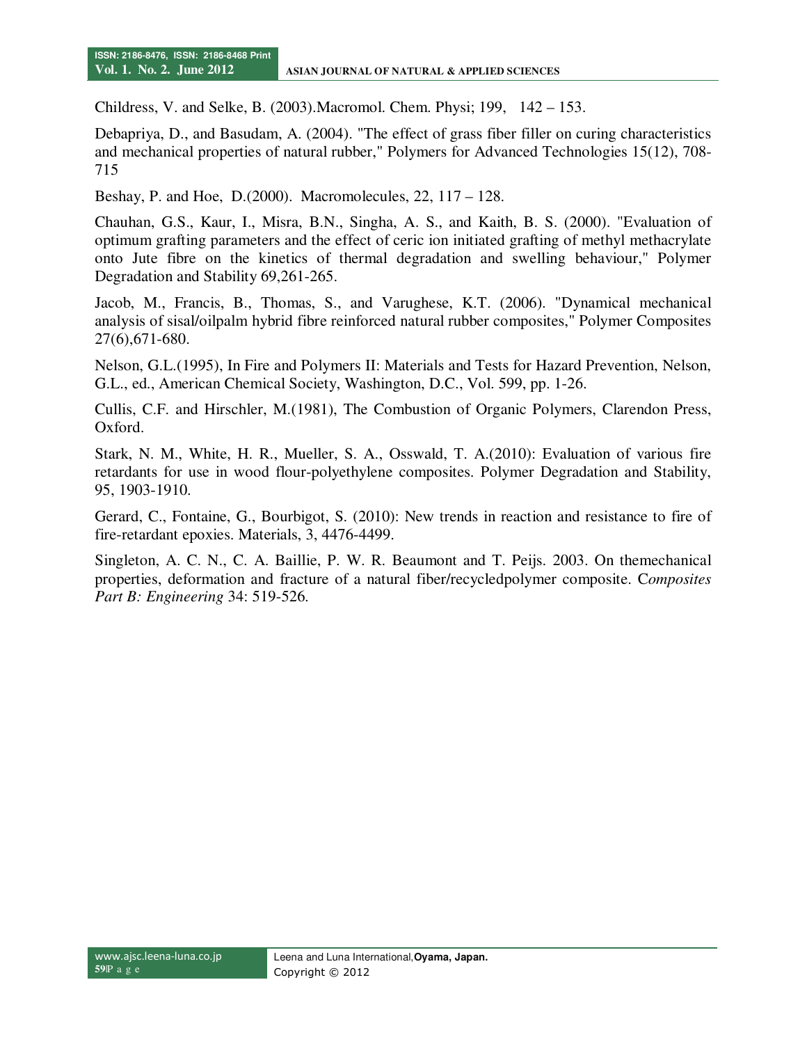Childress, V. and Selke, B. (2003).Macromol. Chem. Physi; 199, 142 – 153.

Debapriya, D., and Basudam, A. (2004). "The effect of grass fiber filler on curing characteristics and mechanical properties of natural rubber," Polymers for Advanced Technologies 15(12), 708-715

Beshay, P. and Hoe, D.(2000). Macromolecules, 22, 117 – 128.

Chauhan, G.S., Kaur, I., Misra, B.N., Singha, A. S., and Kaith, B. S. (2000). "Evaluation of optimum grafting parameters and the effect of ceric ion initiated grafting of methyl methacrylate onto Jute fibre on the kinetics of thermal degradation and swelling behaviour," Polymer Degradation and Stability 69,261-265.

Jacob, M., Francis, B., Thomas, S., and Varughese, K.T. (2006). "Dynamical mechanical analysis of sisal/oilpalm hybrid fibre reinforced natural rubber composites," Polymer Composites 27(6),671-680.

Nelson, G.L.(1995), In Fire and Polymers II: Materials and Tests for Hazard Prevention, Nelson, G.L., ed., American Chemical Society, Washington, D.C., Vol. 599, pp. 1-26.

Cullis, C.F. and Hirschler, M.(1981), The Combustion of Organic Polymers, Clarendon Press, Oxford.

Stark, N. M., White, H. R., Mueller, S. A., Osswald, T. A.(2010): Evaluation of various fire retardants for use in wood flour-polyethylene composites. Polymer Degradation and Stability, 95, 1903-1910.

Gerard, C., Fontaine, G., Bourbigot, S. (2010): New trends in reaction and resistance to fire of fire-retardant epoxies. Materials, 3, 4476-4499.

Singleton, A. C. N., C. A. Baillie, P. W. R. Beaumont and T. Peijs. 2003. On themechanical properties, deformation and fracture of a natural fiber/recycledpolymer composite. C*omposites Part B: Engineering* 34: 519-526.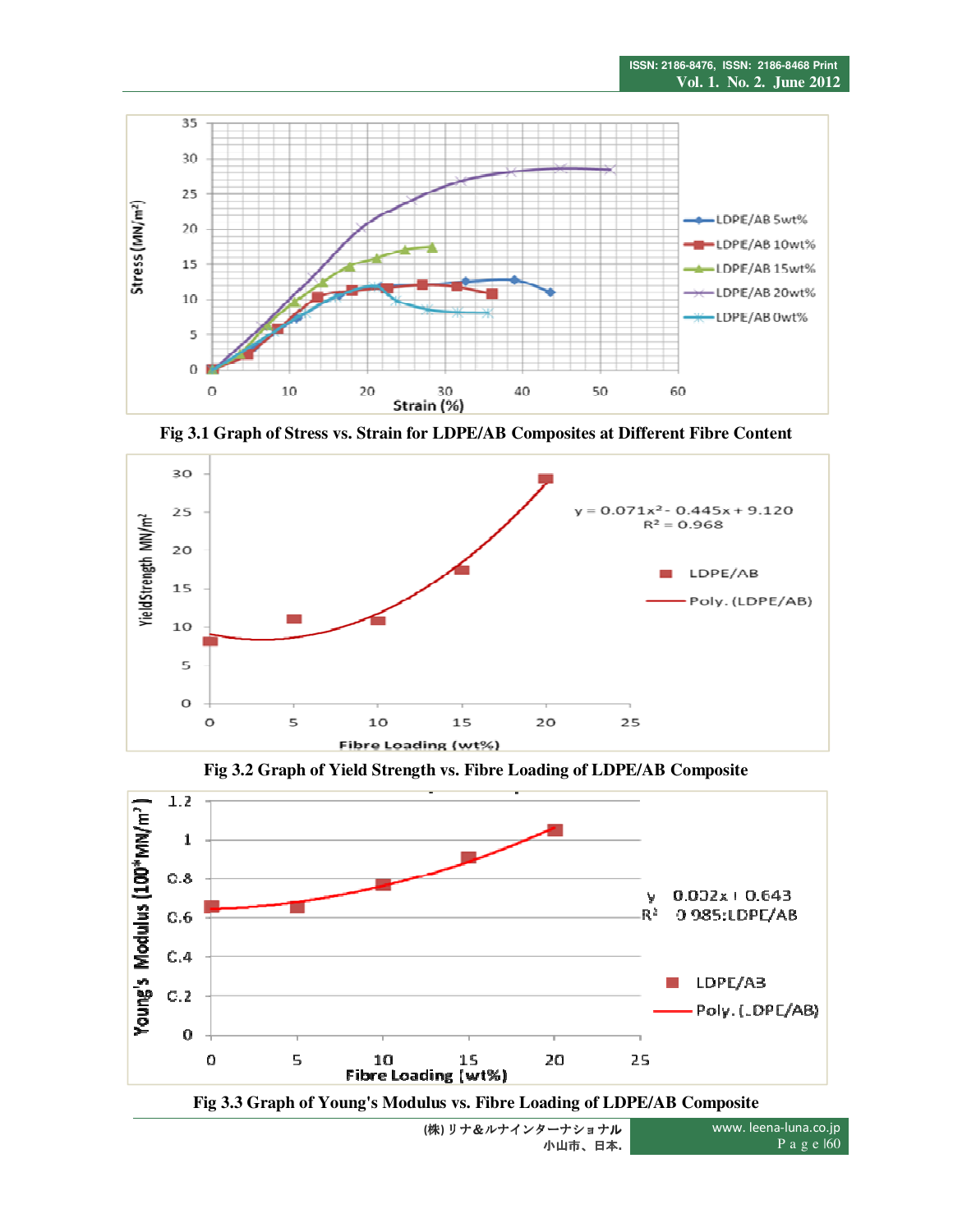Fig 3.1 Graph of Stress vs. Strain for LDPE/AB Composites at Different Fibre Content

Fig 3.2 Graph of Yield Strength vs. Fibre Loading of LDPE/AB Composite

Fig 3.3 Graph of Young's Modulus vs. Fibre Loading of LDPE/AB Composite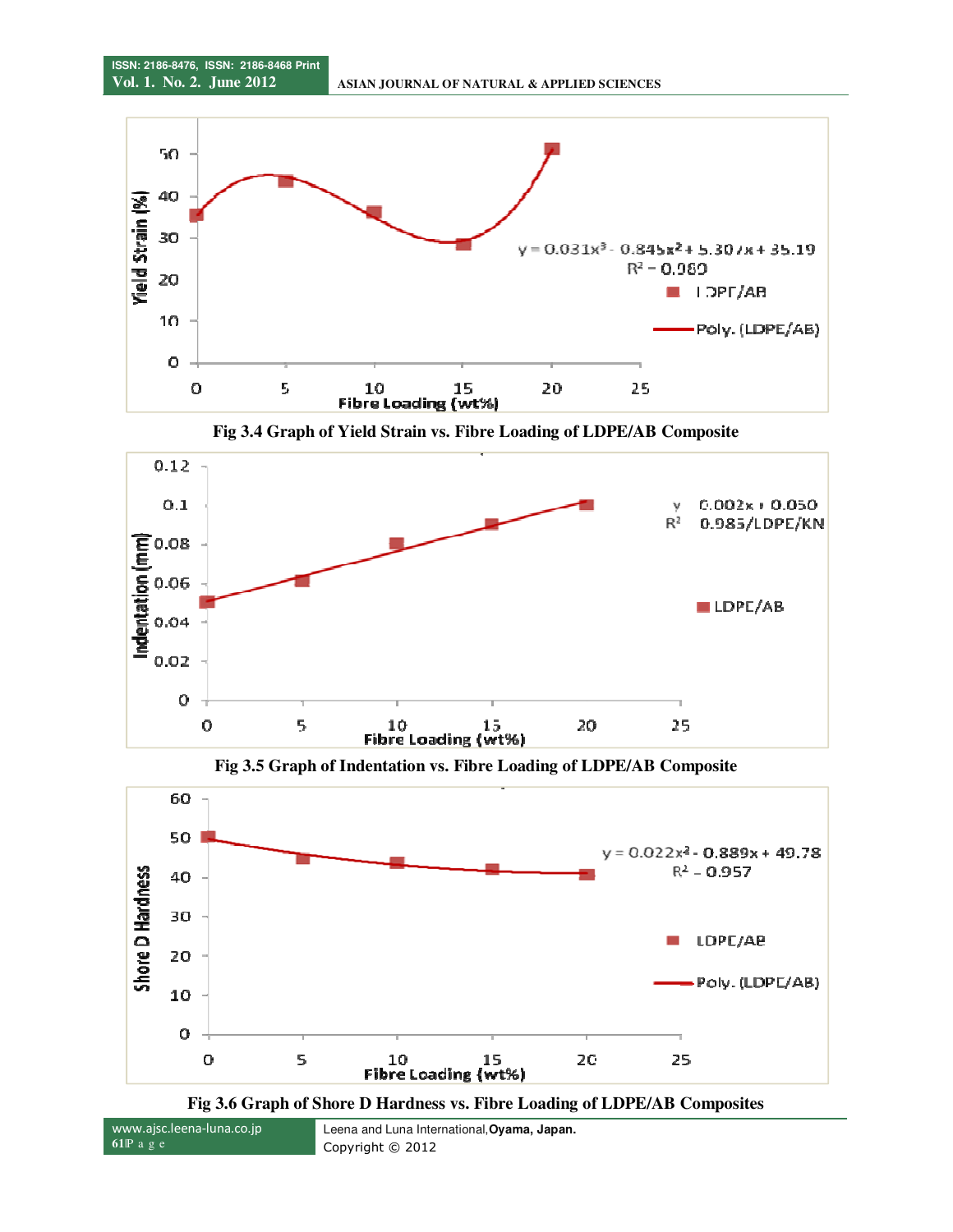Fig 3.4 Graph of Yield Strain vs. Fibre Loading of LDPE/AB Composite

Fig 3.5 Graph of Indentation vs. Fibre Loading of LDPE/AB Composite

Fig 3.6 Graph of Shore D Hardness vs. Fibre Loading of LDPE/AB Composites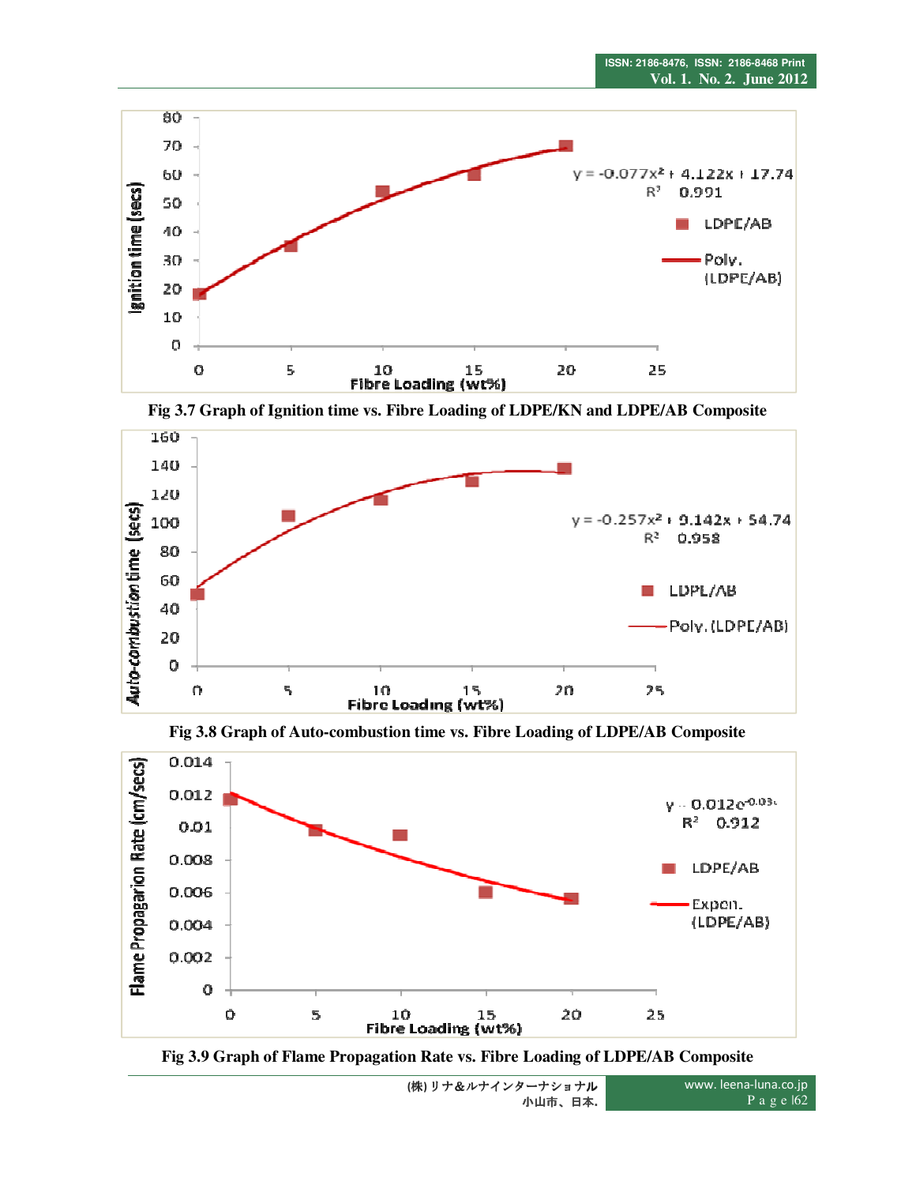Ignition time (secs)

80
70
60
50
40
30
20
10
0

0 5 10 15 20 25

Fibre Loading (wt%)

$y = -0.077x^2 + 4.122x + 17.74$

$R^2 = 0.991$

LDPE/AB

Poly. (LDPE/AB)

**Fig 3.7 Graph of Ignition time vs. Fibre Loading of LDPE/KN and LDPE/AB Composite**

Auto-combustion time (secs)

160
140
120
100
80
60
40
20
0

0 5 10 15 20 25

Fibre Loading (wt%)

$y = -0.257x^2 + 9.142x + 54.74$

$R^2 = 0.958$

LDPE/AB

Poly. (LDPE/AB)

**Fig 3.8 Graph of Auto-combustion time vs. Fibre Loading of LDPE/AB Composite**

Flame Propagation Rate (cm/secs)

0.014
0.012
0.01
0.008
0.006
0.004
0.002
0

0 5 10 15 20 25

Fibre Loading (wt%)

$y = 0.012e^{-0.03x}$

$R^2 = 0.912$

LDPE/AB

Expon. (LDPE/AB)

**Fig 3.9 Graph of Flame Propagation Rate vs. Fibre Loading of LDPE/AB Composite**